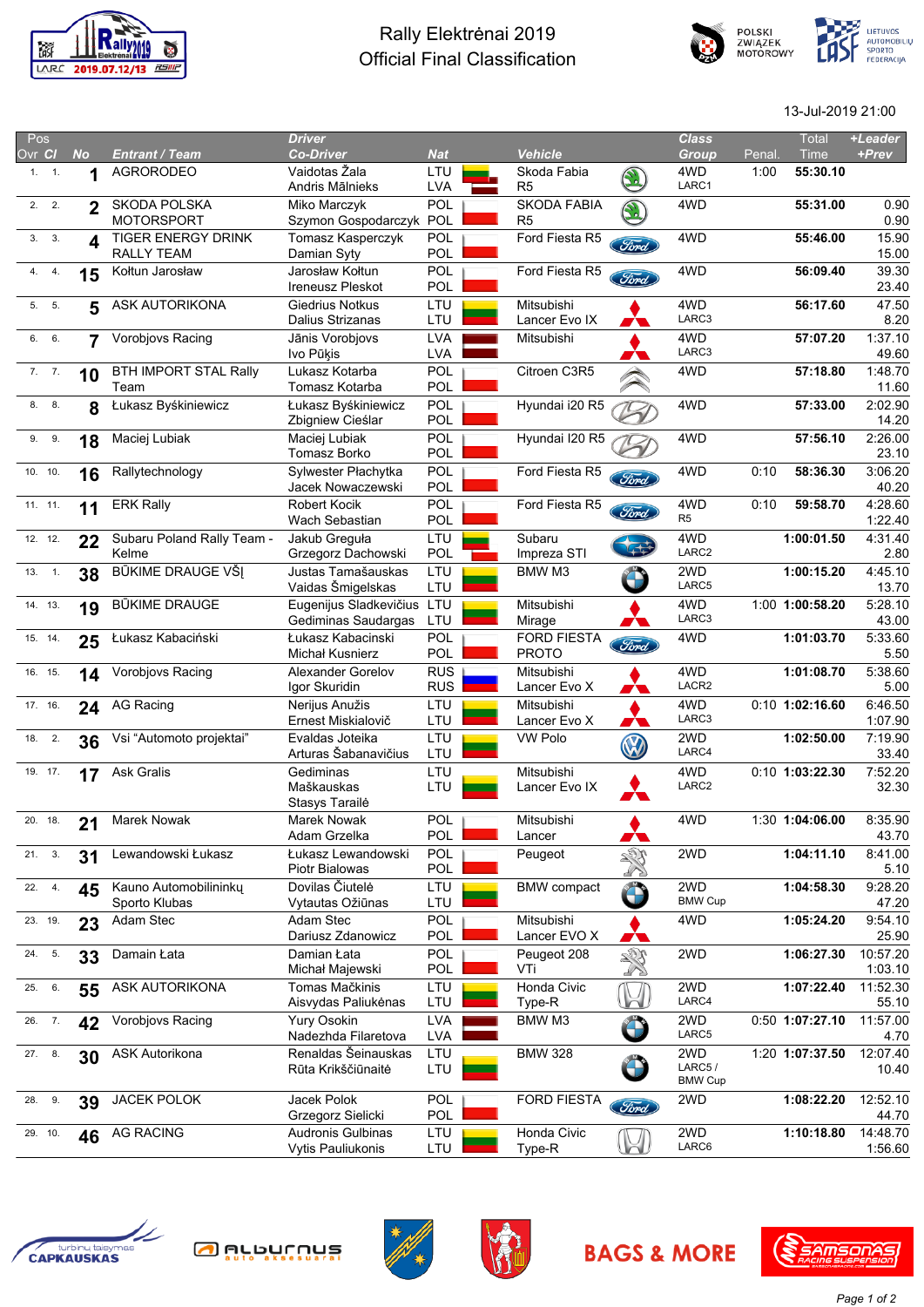# Rally Elektrėnai 2019
## Official Final Classification

13-Jul-2019 21:00

| Pos Ovr | Pos Cl | No | Entrant / Team | Driver / Co-Driver | Nat | Vehicle | Class / Group | Penal. | Total Time | +Leader / +Prev |
|---|---|---|---|---|---|---|---|---|---|---|
| 1. | 1. | 1 | AGRORODEO | Vaidotas Žala / Andris Mālnieks | LTU / LVA | Skoda Fabia R5 | 4WD / LARC1 | 1:00 | 55:30.10 | |
| 2. | 2. | 2 | SKODA POLSKA MOTORSPORT | Miko Marczyk / Szymon Gospodarczyk | POL / POL | SKODA FABIA R5 | 4WD | | 55:31.00 | 0.90 / 0.90 |
| 3. | 3. | 4 | TIGER ENERGY DRINK RALLY TEAM | Tomasz Kasperczyk / Damian Syty | POL / POL | Ford Fiesta R5 | 4WD | | 55:46.00 | 15.90 / 15.00 |
| 4. | 4. | 15 | Kołtun Jarosław | Jarosław Kołtun / Ireneusz Pleskot | POL / POL | Ford Fiesta R5 | 4WD | | 56:09.40 | 39.30 / 23.40 |
| 5. | 5. | 5 | ASK AUTORIKONA | Giedrius Notkus / Dalius Strizanas | LTU / LTU | Mitsubishi Lancer Evo IX | 4WD / LARC3 | | 56:17.60 | 47.50 / 8.20 |
| 6. | 6. | 7 | Vorobjovs Racing | Jānis Vorobjovs / Ivo Pūķis | LVA / LVA | Mitsubishi | 4WD / LARC3 | | 57:07.20 | 1:37.10 / 49.60 |
| 7. | 7. | 10 | BTH IMPORT STAL Rally Team | Lukasz Kotarba / Tomasz Kotarba | POL / POL | Citroen C3R5 | 4WD | | 57:18.80 | 1:48.70 / 11.60 |
| 8. | 8. | 8 | Łukasz Byśkiniewicz | Łukasz Byśkiniewicz / Zbigniew Cieślar | POL / POL | Hyundai i20 R5 | 4WD | | 57:33.00 | 2:02.90 / 14.20 |
| 9. | 9. | 18 | Maciej Lubiak | Maciej Lubiak / Tomasz Borko | POL / POL | Hyundai I20 R5 | 4WD | | 57:56.10 | 2:26.00 / 23.10 |
| 10. | 10. | 16 | Rallytechnology | Sylwester Płachytka / Jacek Nowaczewski | POL / POL | Ford Fiesta R5 | 4WD | 0:10 | 58:36.30 | 3:06.20 / 40.20 |
| 11. | 11. | 11 | ERK Rally | Robert Kocik / Wach Sebastian | POL / POL | Ford Fiesta R5 | 4WD / R5 | 0:10 | 59:58.70 | 4:28.60 / 1:22.40 |
| 12. | 12. | 22 | Subaru Poland Rally Team - Kelme | Jakub Greguła / Grzegorz Dachowski | LTU / POL | Subaru Impreza STI | 4WD / LARC2 | | 1:00:01.50 | 4:31.40 / 2.80 |
| 13. | 1. | 38 | BŪKIME DRAUGE VŠĮ | Justas Tamašauskas / Vaidas Šmigelskas | LTU / LTU | BMW M3 | 2WD / LARC5 | | 1:00:15.20 | 4:45.10 / 13.70 |
| 14. | 13. | 19 | BŪKIME DRAUGE | Eugenijus Sladkevičius / Gediminas Saudargas | LTU / LTU | Mitsubishi Mirage | 4WD / LARC3 | 1:00 | 1:00:58.20 | 5:28.10 / 43.00 |
| 15. | 14. | 25 | Łukasz Kabaciński | Łukasz Kabacinski / Michał Kusnierz | POL / POL | FORD FIESTA PROTO | 4WD | | 1:01:03.70 | 5:33.60 / 5.50 |
| 16. | 15. | 14 | Vorobjovs Racing | Alexander Gorelov / Igor Skuridin | RUS / RUS | Mitsubishi Lancer Evo X | 4WD / LACR2 | | 1:01:08.70 | 5:38.60 / 5.00 |
| 17. | 16. | 24 | AG Racing | Nerijus Anužis / Ernest Miskialovič | LTU / LTU | Mitsubishi Lancer Evo X | 4WD / LARC3 | 0:10 | 1:02:16.60 | 6:46.50 / 1:07.90 |
| 18. | 2. | 36 | Vsi "Automoto projektai" | Evaldas Joteika / Arturas Šabanavičius | LTU / LTU | VW Polo | 2WD / LARC4 | | 1:02:50.00 | 7:19.90 / 33.40 |
| 19. | 17. | 17 | Ask Gralis | Gediminas Maškauskas / Stasys Tarailė | LTU / LTU | Mitsubishi Lancer Evo IX | 4WD / LARC2 | 0:10 | 1:03:22.30 | 7:52.20 / 32.30 |
| 20. | 18. | 21 | Marek Nowak | Marek Nowak / Adam Grzelka | POL / POL | Mitsubishi Lancer | 4WD | 1:30 | 1:04:06.00 | 8:35.90 / 43.70 |
| 21. | 3. | 31 | Lewandowski Łukasz | Łukasz Lewandowski / Piotr Bialowas | POL / POL | Peugeot | 2WD | | 1:04:11.10 | 8:41.00 / 5.10 |
| 22. | 4. | 45 | Kauno Automobilininkų Sporto Klubas | Dovilas Čiutelė / Vytautas Ožiūnas | LTU / LTU | BMW compact | 2WD / BMW Cup | | 1:04:58.30 | 9:28.20 / 47.20 |
| 23. | 19. | 23 | Adam Stec | Adam Stec / Dariusz Zdanowicz | POL / POL | Mitsubishi Lancer EVO X | 4WD | | 1:05:24.20 | 9:54.10 / 25.90 |
| 24. | 5. | 33 | Damain Łata | Damian Łata / Michał Majewski | POL / POL | Peugeot 208 VTi | 2WD | | 1:06:27.30 | 10:57.20 / 1:03.10 |
| 25. | 6. | 55 | ASK AUTORIKONA | Tomas Mačkinis / Aisvydas Paliukėnas | LTU / LTU | Honda Civic Type-R | 2WD / LARC4 | | 1:07:22.40 | 11:52.30 / 55.10 |
| 26. | 7. | 42 | Vorobjovs Racing | Yury Osokin / Nadezhda Filaretova | LVA / LVA | BMW M3 | 2WD / LARC5 | 0:50 | 1:07:27.10 | 11:57.00 / 4.70 |
| 27. | 8. | 30 | ASK Autorikona | Renaldas Šeinauskas / Rūta Krikščiūnaitė | LTU / LTU | BMW 328 | 2WD / LARC5 / BMW Cup | 1:20 | 1:07:37.50 | 12:07.40 / 10.40 |
| 28. | 9. | 39 | JACEK POLOK | Jacek Polok / Grzegorz Sielicki | POL / POL | FORD FIESTA | 2WD | | 1:08:22.20 | 12:52.10 / 44.70 |
| 29. | 10. | 46 | AG RACING | Audronis Gulbinas / Vytis Pauliukonis | LTU / LTU | Honda Civic Type-R | 2WD / LARC6 | | 1:10:18.80 | 14:48.70 / 1:56.60 |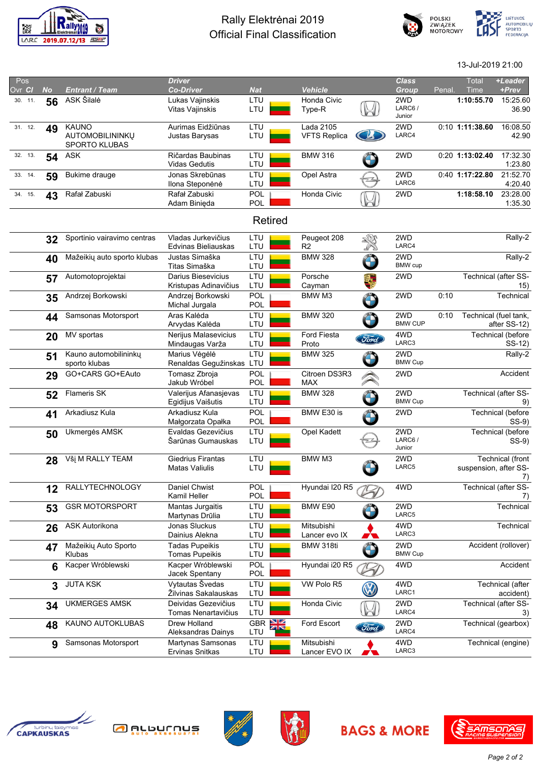# Rally Elektrėnai 2019
## Official Final Classification

13-Jul-2019 21:00

| Pos Ovr | Cl | No | Entrant / Team | Driver / Co-Driver | Nat | Vehicle | Class / Group | Penal. | Total Time | +Leader / +Prev |
|---|---|---|---|---|---|---|---|---|---|---|
| 30. | 11. | 56 | ASK Šilalė | Lukas Vajinskis / Vitas Vajinskis | LTU / LTU | Honda Civic Type-R | 2WD / LARC6 / Junior | | 1:10:55.70 | 15:25.60 / 36.90 |
| 31. | 12. | 49 | KAUNO AUTOMOBILININKŲ SPORTO KLUBAS | Aurimas Eidžiūnas / Justas Barysas | LTU / LTU | Lada 2105 VFTS Replica | 2WD / LARC4 | 0:10 | 1:11:38.60 | 16:08.50 / 42.90 |
| 32. | 13. | 54 | ASK | Ričardas Baubinas / Vidas Gedutis | LTU / LTU | BMW 316 | 2WD | 0:20 | 1:13:02.40 | 17:32.30 / 1:23.80 |
| 33. | 14. | 59 | Bukime drauge | Jonas Skrebūnas / Ilona Steponėnė | LTU / LTU | Opel Astra | 2WD / LARC6 | 0:40 | 1:17:22.80 | 21:52.70 / 4:20.40 |
| 34. | 15. | 43 | Rafał Zabuski | Rafał Zabuski / Adam Binięda | POL / POL | Honda Civic | 2WD | | 1:18:58.10 | 23:28.00 / 1:35.30 |

## Retired

| No | Entrant / Team | Driver / Co-Driver | Nat | Vehicle | Class / Group | Penal. | Reason |
|---|---|---|---|---|---|---|---|
| 32 | Sportinio vairavimo centras | Vladas Jurkevičius / Edvinas Bieliauskas | LTU / LTU | Peugeot 208 R2 | 2WD / LARC4 | | Rally-2 |
| 40 | Mažeikių auto sporto klubas | Justas Simaška / Titas Simaška | LTU / LTU | BMW 328 | 2WD / BMW cup | | Rally-2 |
| 57 | Automotoprojektai | Darius Biesevicius / Kristupas Adinavičius | LTU / LTU | Porsche Cayman | 2WD | | Technical (after SS-15) |
| 35 | Andrzej Borkowski | Andrzej Borkowski / Michal Jurgala | POL / POL | BMW M3 | 2WD | 0:10 | Technical |
| 44 | Samsonas Motorsport | Aras Kalėda / Arvydas Kalėda | LTU / LTU | BMW 320 | 2WD / BMW CUP | 0:10 | Technical (fuel tank, after SS-12) |
| 20 | MV sportas | Nerijus Malasevicius / Mindaugas Varža | LTU / LTU | Ford Fiesta Proto | 4WD / LARC3 | | Technical (before SS-12) |
| 51 | Kauno automobilininkų sporto klubas | Marius Vėgėlė / Renaldas Gegužinskas | LTU / LTU | BMW 325 | 2WD / BMW Cup | | Rally-2 |
| 29 | GO+CARS GO+EAuto | Tomasz Zbroja / Jakub Wróbel | POL / POL | Citroen DS3R3 MAX | 2WD | | Accident |
| 52 | Flameris SK | Valerijus Afanasjevas / Egidijus Vaišutis | LTU / LTU | BMW 328 | 2WD / BMW Cup | | Technical (after SS-9) |
| 41 | Arkadiusz Kula | Arkadiusz Kula / Małgorzata Opałka | POL / POL | BMW E30 is | 2WD | | Technical (before SS-9) |
| 50 | Ukmergės AMSK | Evaldas Gezevičius / Šarūnas Gumauskas | LTU / LTU | Opel Kadett | 2WD / LARC6 / Junior | | Technical (before SS-9) |
| 28 | VšĮ M RALLY TEAM | Giedrius Firantas / Matas Valiulis | LTU / LTU | BMW M3 | 2WD / LARC5 | | Technical (front suspension, after SS-7) |
| 12 | RALLYTECHNOLOGY | Daniel Chwist / Kamil Heller | POL / POL | Hyundai I20 R5 | 4WD | | Technical (after SS-7) |
| 53 | GSR MOTORSPORT | Mantas Jurgaitis / Martynas Drūlia | LTU / LTU | BMW E90 | 2WD / LARC5 | | Technical |
| 26 | ASK Autorikona | Jonas Sluckus / Dainius Alekna | LTU / LTU | Mitsubishi Lancer evo IX | 4WD / LARC3 | | Technical |
| 47 | Mažeikių Auto Sporto Klubas | Tadas Pupeikis / Tomas Pupeikis | LTU / LTU | BMW 318ti | 2WD / BMW Cup | | Accident (rollover) |
| 6 | Kacper Wróblewski | Kacper Wróblewski / Jacek Spentany | POL / POL | Hyundai i20 R5 | 4WD | | Accident |
| 3 | JUTA KSK | Vytautas Švedas / Žilvinas Sakalauskas | LTU / LTU | VW Polo R5 | 4WD / LARC1 | | Technical (after accident) |
| 34 | UKMERGES AMSK | Deividas Gezevičius / Tomas Nenartavičius | LTU / LTU | Honda Civic | 2WD / LARC4 | | Technical (after SS-3) |
| 48 | KAUNO AUTOKLUBAS | Drew Holland / Aleksandras Dainys | GBR / LTU | Ford Escort | 2WD / LARC4 | | Technical (gearbox) |
| 9 | Samsonas Motorsport | Martynas Samsonas / Ervinas Snitkas | LTU / LTU | Mitsubishi Lancer EVO IX | 4WD / LARC3 | | Technical (engine) |